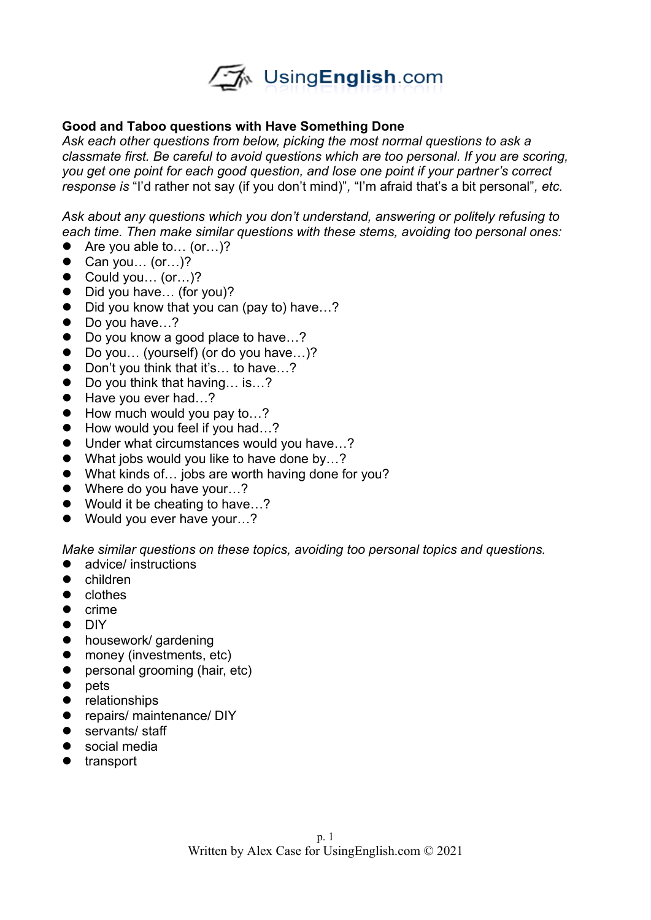**Good and Taboo questions with Have Something Done**

*Ask each other questions from below, picking the most normal questions to ask a classmate first. Be careful to avoid questions which are too personal. If you are scoring, you get one point for each good question, and lose one point if your partner's correct response is* "I'd rather not say (if you don't mind)", "I'm afraid that's a bit personal"*, etc.*

*Ask about any questions which you don't understand, answering or politely refusing to each time. Then make similar questions with these stems, avoiding too personal ones:*

- Are you able to… (or…)?
- Can you… (or…)?
- Could you… (or…)?
- Did you have… (for you)?
- Did you know that you can (pay to) have…?
- Do you have…?
- Do you know a good place to have…?
- Do you… (yourself) (or do you have…)?
- Don't you think that it's… to have…?
- Do you think that having… is…?
- Have you ever had…?
- How much would you pay to…?
- How would you feel if you had…?
- Under what circumstances would you have…?
- What jobs would you like to have done by…?
- What kinds of… jobs are worth having done for you?
- Where do you have your…?
- Would it be cheating to have…?
- Would you ever have your…?

*Make similar questions on these topics, avoiding too personal topics and questions.*

- advice/ instructions
- children
- clothes
- crime
- DIY
- housework/ gardening
- money (investments, etc)
- personal grooming (hair, etc)
- pets
- relationships
- repairs/ maintenance/ DIY
- servants/ staff
- social media
- transport

Written by Alex Case for UsingEnglish.com © 2021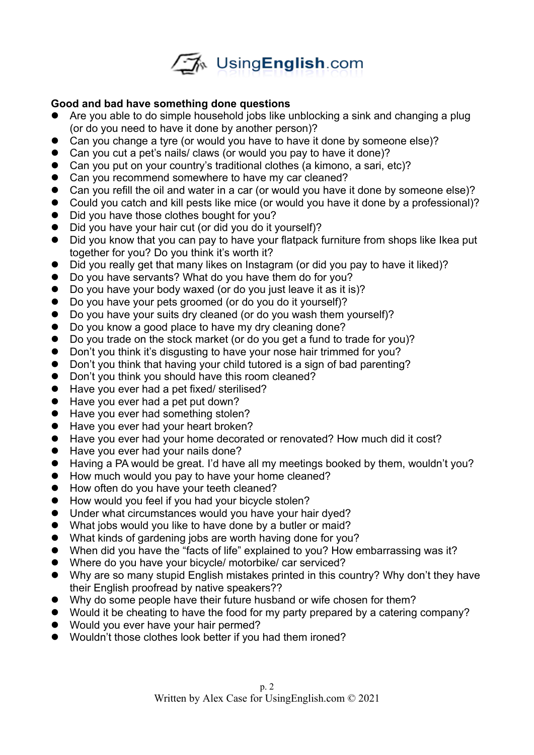**Good and bad have something done questions**

- Are you able to do simple household jobs like unblocking a sink and changing a plug (or do you need to have it done by another person)?
- Can you change a tyre (or would you have to have it done by someone else)?
- Can you cut a pet's nails/ claws (or would you pay to have it done)?
- Can you put on your country's traditional clothes (a kimono, a sari, etc)?
- Can you recommend somewhere to have my car cleaned?
- Can you refill the oil and water in a car (or would you have it done by someone else)?
- Could you catch and kill pests like mice (or would you have it done by a professional)?
- Did you have those clothes bought for you?
- Did you have your hair cut (or did you do it yourself)?
- Did you know that you can pay to have your flatpack furniture from shops like Ikea put together for you? Do you think it's worth it?
- Did you really get that many likes on Instagram (or did you pay to have it liked)?
- Do you have servants? What do you have them do for you?
- Do you have your body waxed (or do you just leave it as it is)?
- Do you have your pets groomed (or do you do it yourself)?
- Do you have your suits dry cleaned (or do you wash them yourself)?
- Do you know a good place to have my dry cleaning done?
- Do you trade on the stock market (or do you get a fund to trade for you)?
- Don't you think it's disgusting to have your nose hair trimmed for you?
- Don't you think that having your child tutored is a sign of bad parenting?
- Don't you think you should have this room cleaned?
- Have you ever had a pet fixed/ sterilised?
- Have you ever had a pet put down?
- Have you ever had something stolen?
- Have you ever had your heart broken?
- Have you ever had your home decorated or renovated? How much did it cost?
- Have you ever had your nails done?
- Having a PA would be great. I'd have all my meetings booked by them, wouldn't you?
- How much would you pay to have your home cleaned?
- How often do you have your teeth cleaned?
- How would you feel if you had your bicycle stolen?
- Under what circumstances would you have your hair dyed?
- What jobs would you like to have done by a butler or maid?
- What kinds of gardening jobs are worth having done for you?
- When did you have the "facts of life" explained to you? How embarrassing was it?
- Where do you have your bicycle/ motorbike/ car serviced?
- Why are so many stupid English mistakes printed in this country? Why don't they have their English proofread by native speakers??
- Why do some people have their future husband or wife chosen for them?
- Would it be cheating to have the food for my party prepared by a catering company?
- Would you ever have your hair permed?
- Wouldn't those clothes look better if you had them ironed?

Written by Alex Case for UsingEnglish.com © 2021